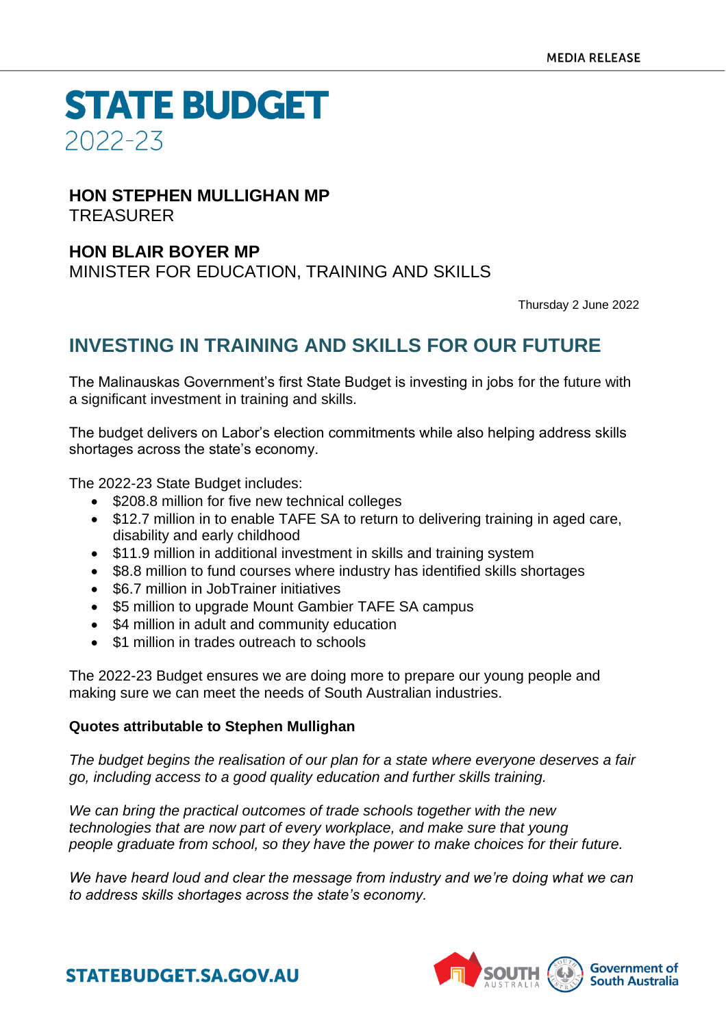MEDIA RELEASE

# STATE BUDGET
2022-23

**HON STEPHEN MULLIGHAN MP**
TREASURER

**HON BLAIR BOYER MP**
MINISTER FOR EDUCATION, TRAINING AND SKILLS

Thursday 2 June 2022

## INVESTING IN TRAINING AND SKILLS FOR OUR FUTURE

The Malinauskas Government's first State Budget is investing in jobs for the future with a significant investment in training and skills.

The budget delivers on Labor's election commitments while also helping address skills shortages across the state's economy.

The 2022-23 State Budget includes:

- $208.8 million for five new technical colleges
- $12.7 million in to enable TAFE SA to return to delivering training in aged care, disability and early childhood
- $11.9 million in additional investment in skills and training system
- $8.8 million to fund courses where industry has identified skills shortages
- $6.7 million in JobTrainer initiatives
- $5 million to upgrade Mount Gambier TAFE SA campus
- $4 million in adult and community education
- $1 million in trades outreach to schools

The 2022-23 Budget ensures we are doing more to prepare our young people and making sure we can meet the needs of South Australian industries.

**Quotes attributable to Stephen Mullighan**

*The budget begins the realisation of our plan for a state where everyone deserves a fair go, including access to a good quality education and further skills training.*

*We can bring the practical outcomes of trade schools together with the new technologies that are now part of every workplace, and make sure that young people graduate from school, so they have the power to make choices for their future.*

*We have heard loud and clear the message from industry and we're doing what we can to address skills shortages across the state's economy.*

STATEBUDGET.SA.GOV.AU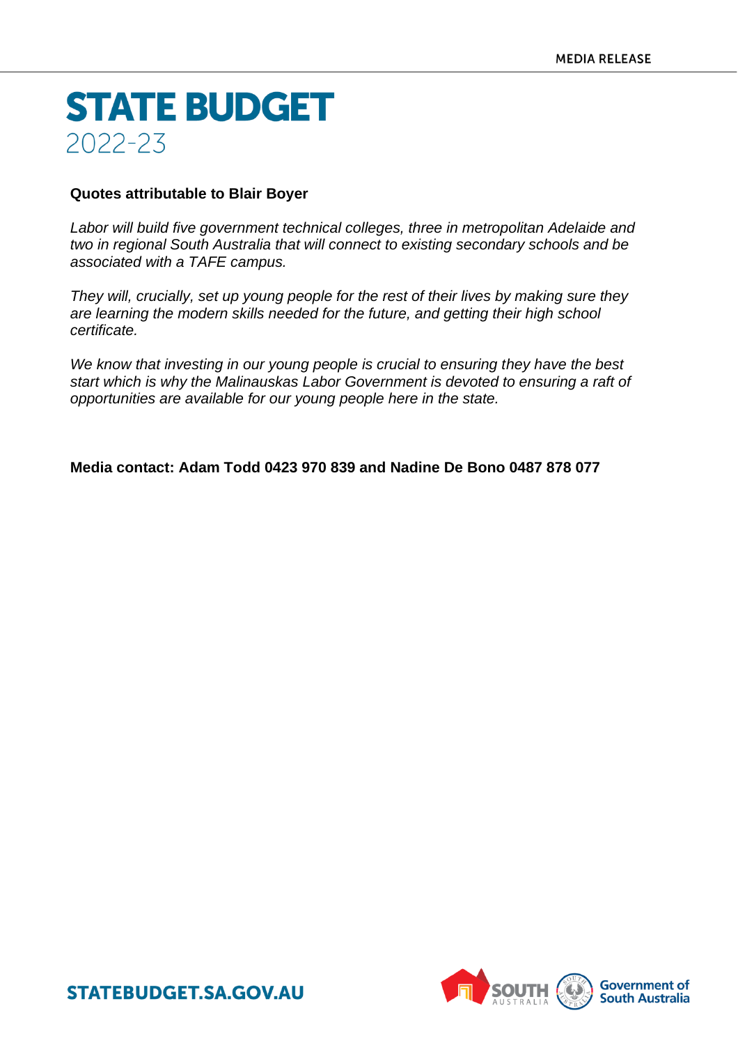**Quotes attributable to Blair Boyer**

*Labor will build five government technical colleges, three in metropolitan Adelaide and two in regional South Australia that will connect to existing secondary schools and be associated with a TAFE campus.*

*They will, crucially, set up young people for the rest of their lives by making sure they are learning the modern skills needed for the future, and getting their high school certificate.*

*We know that investing in our young people is crucial to ensuring they have the best start which is why the Malinauskas Labor Government is devoted to ensuring a raft of opportunities are available for our young people here in the state.*

**Media contact: Adam Todd 0423 970 839 and Nadine De Bono 0487 878 077**